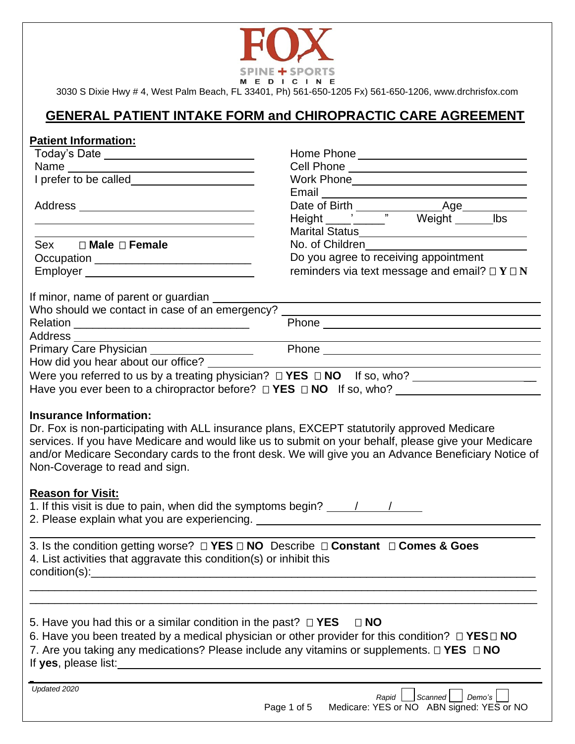FOX SPINE + SPORTS MEDICINE

3030 S Dixie Hwy # 4, West Palm Beach, FL 33401, Ph) 561-650-1205 Fx) 561-650-1206, www.drchrisfox.com

# GENERAL PATIENT INTAKE FORM and CHIROPRACTIC CARE AGREEMENT

## Patient Information:

Today's Date ______________________

Name ______________________

I prefer to be called ______________________

Address ______________________

______________________

______________________

Sex ☐ **Male** ☐ **Female**

Occupation ______________________

Employer ______________________

Home Phone ______________________

Cell Phone ______________________

Work Phone ______________________

Email ______________________

Date of Birth ____________ Age ________

Height ____' _____" Weight ______lbs

Marital Status ______________________

No. of Children ______________________

Do you agree to receiving appointment reminders via text message and email? ☐ **Y** ☐ **N**

If minor, name of parent or guardian ______________________

Who should we contact in case of an emergency? ______________________

Relation ______________________ Phone ______________________

Address ______________________

Primary Care Physician ______________________ Phone ______________________

How did you hear about our office? ______________________

Were you referred to us by a treating physician? ☐ **YES** ☐ **NO** If so, who? ______________________

Have you ever been to a chiropractor before? ☐ **YES** ☐ **NO** If so, who? ______________________

**Insurance Information:**

Dr. Fox is non-participating with ALL insurance plans, EXCEPT statutorily approved Medicare services. If you have Medicare and would like us to submit on your behalf, please give your Medicare and/or Medicare Secondary cards to the front desk. We will give you an Advance Beneficiary Notice of Non-Coverage to read and sign.

## Reason for Visit:

1. If this visit is due to pain, when did the symptoms begin? ____/____/____
2. Please explain what you are experiencing. ______________________

______________________

3. Is the condition getting worse? ☐ **YES** ☐ **NO** Describe ☐ **Constant** ☐ **Comes & Goes**
4. List activities that aggravate this condition(s) or inhibit this condition(s): ______________________

______________________

______________________

5. Have you had this or a similar condition in the past? ☐ **YES** ☐ **NO**
6. Have you been treated by a medical physician or other provider for this condition? ☐ **YES** ☐ **NO**
7. Are you taking any medications? Please include any vitamins or supplements. ☐ **YES** ☐ **NO**

If **yes**, please list: ______________________

*Updated 2020*

*Rapid* ☐ *Scanned* ☐ *Demo's* ☐

Medicare: YES or NO ABN signed: YES or NO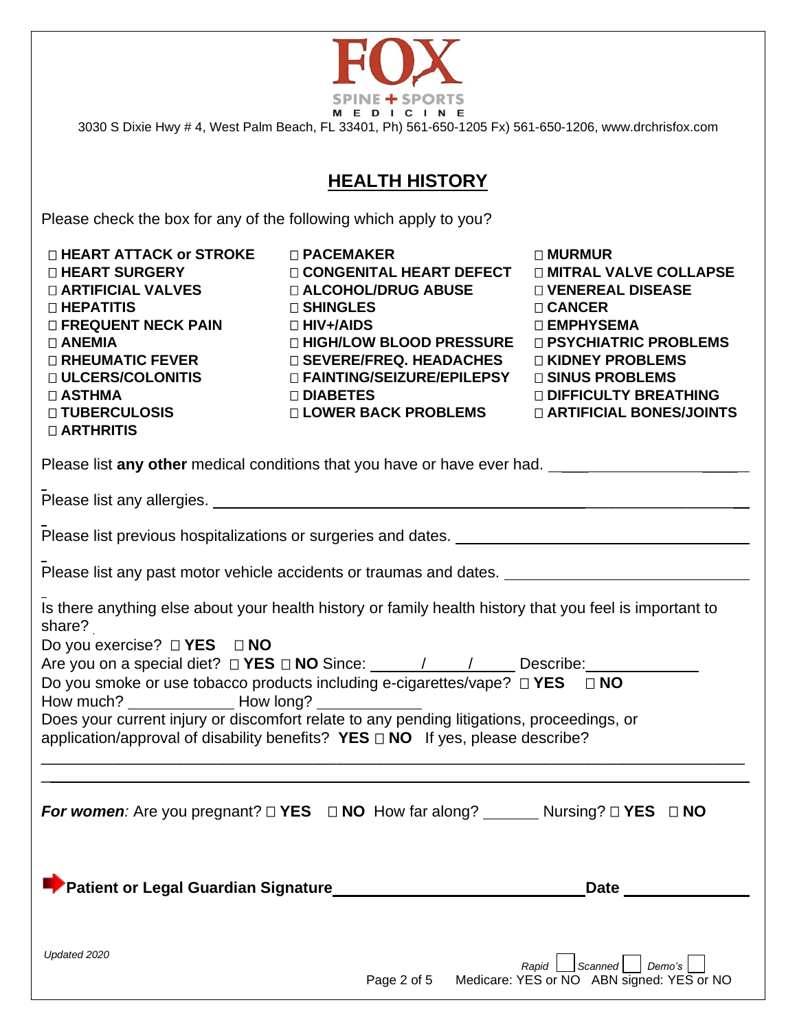FOX SPINE + SPORTS MEDICINE

3030 S Dixie Hwy # 4, West Palm Beach, FL 33401, Ph) 561-650-1205 Fx) 561-650-1206, www.drchrisfox.com

## HEALTH HISTORY

Please check the box for any of the following which apply to you?

| | | |
|---|---|---|
| ☐ **HEART ATTACK or STROKE** | ☐ **PACEMAKER** | ☐ **MURMUR** |
| ☐ **HEART SURGERY** | ☐ **CONGENITAL HEART DEFECT** | ☐ **MITRAL VALVE COLLAPSE** |
| ☐ **ARTIFICIAL VALVES** | ☐ **ALCOHOL/DRUG ABUSE** | ☐ **VENEREAL DISEASE** |
| ☐ **HEPATITIS** | ☐ **SHINGLES** | ☐ **CANCER** |
| ☐ **FREQUENT NECK PAIN** | ☐ **HIV+/AIDS** | ☐ **EMPHYSEMA** |
| ☐ **ANEMIA** | ☐ **HIGH/LOW BLOOD PRESSURE** | ☐ **PSYCHIATRIC PROBLEMS** |
| ☐ **RHEUMATIC FEVER** | ☐ **SEVERE/FREQ. HEADACHES** | ☐ **KIDNEY PROBLEMS** |
| ☐ **ULCERS/COLONITIS** | ☐ **FAINTING/SEIZURE/EPILEPSY** | ☐ **SINUS PROBLEMS** |
| ☐ **ASTHMA** | ☐ **DIABETES** | ☐ **DIFFICULTY BREATHING** |
| ☐ **TUBERCULOSIS** | ☐ **LOWER BACK PROBLEMS** | ☐ **ARTIFICIAL BONES/JOINTS** |
| ☐ **ARTHRITIS** | | |

Please list **any other** medical conditions that you have or have ever had. ____________________

Please list any allergies. ____________________

Please list previous hospitalizations or surgeries and dates. ____________________

Please list any past motor vehicle accidents or traumas and dates. ____________________

Is there anything else about your health history or family health history that you feel is important to share?

Do you exercise? ☐ **YES** ☐ **NO**

Are you on a special diet? ☐ **YES** ☐ **NO** Since: _____/_____/_____ Describe: ____________

Do you smoke or use tobacco products including e-cigarettes/vape? ☐ **YES** ☐ **NO**

How much? ____________ How long? ____________

Does your current injury or discomfort relate to any pending litigations, proceedings, or application/approval of disability benefits? **YES** ☐ **NO** If yes, please describe?

______________________________________________________________________

______________________________________________________________________

***For women**:* Are you pregnant? ☐ **YES** ☐ **NO** How far along? _______ Nursing? ☐ **YES** ☐ **NO**

**Patient or Legal Guardian Signature** ____________________________ **Date** ______________

*Updated 2020*

*Rapid* ☐ *Scanned* ☐ *Demo's* ☐

Medicare: YES or NO ABN signed: YES or NO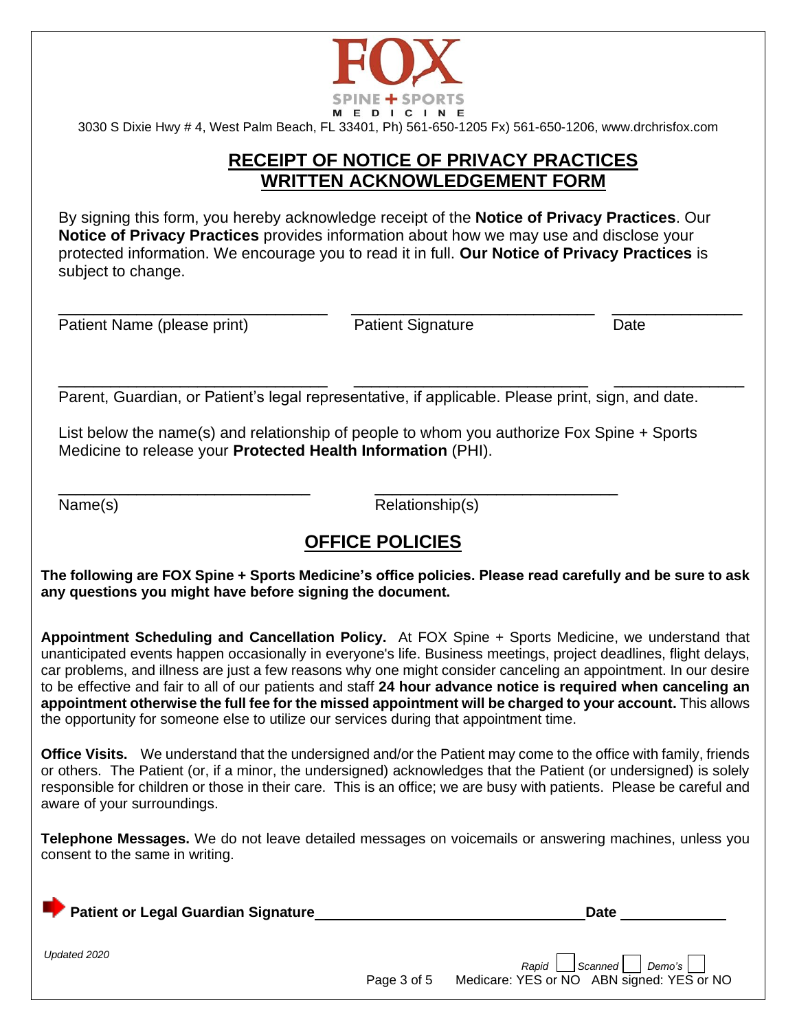FOX SPINE + SPORTS MEDICINE

3030 S Dixie Hwy # 4, West Palm Beach, FL 33401, Ph) 561-650-1205 Fx) 561-650-1206, www.drchrisfox.com

## RECEIPT OF NOTICE OF PRIVACY PRACTICES
## WRITTEN ACKNOWLEDGEMENT FORM

By signing this form, you hereby acknowledge receipt of the **Notice of Privacy Practices**. Our **Notice of Privacy Practices** provides information about how we may use and disclose your protected information. We encourage you to read it in full. **Our Notice of Privacy Practices** is subject to change.

_______________________________ _______________________________ _______________

Patient Name (please print) Patient Signature Date

_______________________________ _______________________________ _______________

Parent, Guardian, or Patient's legal representative, if applicable. Please print, sign, and date.

List below the name(s) and relationship of people to whom you authorize Fox Spine + Sports Medicine to release your **Protected Health Information** (PHI).

_______________________________ _______________________________

Name(s) Relationship(s)

## OFFICE POLICIES

**The following are FOX Spine + Sports Medicine's office policies. Please read carefully and be sure to ask any questions you might have before signing the document.**

**Appointment Scheduling and Cancellation Policy.** At FOX Spine + Sports Medicine, we understand that unanticipated events happen occasionally in everyone's life. Business meetings, project deadlines, flight delays, car problems, and illness are just a few reasons why one might consider canceling an appointment. In our desire to be effective and fair to all of our patients and staff **24 hour advance notice is required when canceling an appointment otherwise the full fee for the missed appointment will be charged to your account.** This allows the opportunity for someone else to utilize our services during that appointment time.

**Office Visits.** We understand that the undersigned and/or the Patient may come to the office with family, friends or others. The Patient (or, if a minor, the undersigned) acknowledges that the Patient (or undersigned) is solely responsible for children or those in their care. This is an office; we are busy with patients. Please be careful and aware of your surroundings.

**Telephone Messages.** We do not leave detailed messages on voicemails or answering machines, unless you consent to the same in writing.

**Patient or Legal Guardian Signature** ___________________________________ **Date** ______________

*Updated 2020*

*Rapid* ☐ *Scanned* ☐ *Demo's* ☐

Medicare: YES or NO ABN signed: YES or NO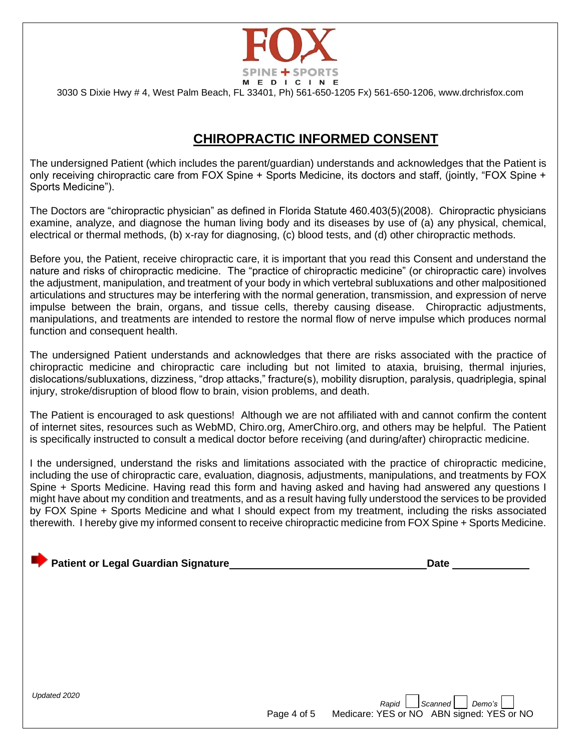FOX SPINE + SPORTS MEDICINE

3030 S Dixie Hwy # 4, West Palm Beach, FL 33401, Ph) 561-650-1205 Fx) 561-650-1206, www.drchrisfox.com

# CHIROPRACTIC INFORMED CONSENT

The undersigned Patient (which includes the parent/guardian) understands and acknowledges that the Patient is only receiving chiropractic care from FOX Spine + Sports Medicine, its doctors and staff, (jointly, "FOX Spine + Sports Medicine").

The Doctors are "chiropractic physician" as defined in Florida Statute 460.403(5)(2008). Chiropractic physicians examine, analyze, and diagnose the human living body and its diseases by use of (a) any physical, chemical, electrical or thermal methods, (b) x-ray for diagnosing, (c) blood tests, and (d) other chiropractic methods.

Before you, the Patient, receive chiropractic care, it is important that you read this Consent and understand the nature and risks of chiropractic medicine. The "practice of chiropractic medicine" (or chiropractic care) involves the adjustment, manipulation, and treatment of your body in which vertebral subluxations and other malpositioned articulations and structures may be interfering with the normal generation, transmission, and expression of nerve impulse between the brain, organs, and tissue cells, thereby causing disease. Chiropractic adjustments, manipulations, and treatments are intended to restore the normal flow of nerve impulse which produces normal function and consequent health.

The undersigned Patient understands and acknowledges that there are risks associated with the practice of chiropractic medicine and chiropractic care including but not limited to ataxia, bruising, thermal injuries, dislocations/subluxations, dizziness, "drop attacks," fracture(s), mobility disruption, paralysis, quadriplegia, spinal injury, stroke/disruption of blood flow to brain, vision problems, and death.

The Patient is encouraged to ask questions! Although we are not affiliated with and cannot confirm the content of internet sites, resources such as WebMD, Chiro.org, AmerChiro.org, and others may be helpful. The Patient is specifically instructed to consult a medical doctor before receiving (and during/after) chiropractic medicine.

I the undersigned, understand the risks and limitations associated with the practice of chiropractic medicine, including the use of chiropractic care, evaluation, diagnosis, adjustments, manipulations, and treatments by FOX Spine + Sports Medicine. Having read this form and having asked and having had answered any questions I might have about my condition and treatments, and as a result having fully understood the services to be provided by FOX Spine + Sports Medicine and what I should expect from my treatment, including the risks associated therewith. I hereby give my informed consent to receive chiropractic medicine from FOX Spine + Sports Medicine.

**Patient or Legal Guardian Signature** ______________________________ **Date** ____________

*Updated 2020*

*Rapid* ☐ *Scanned* ☐ *Demo's* ☐

Medicare: YES or NO   ABN signed: YES or NO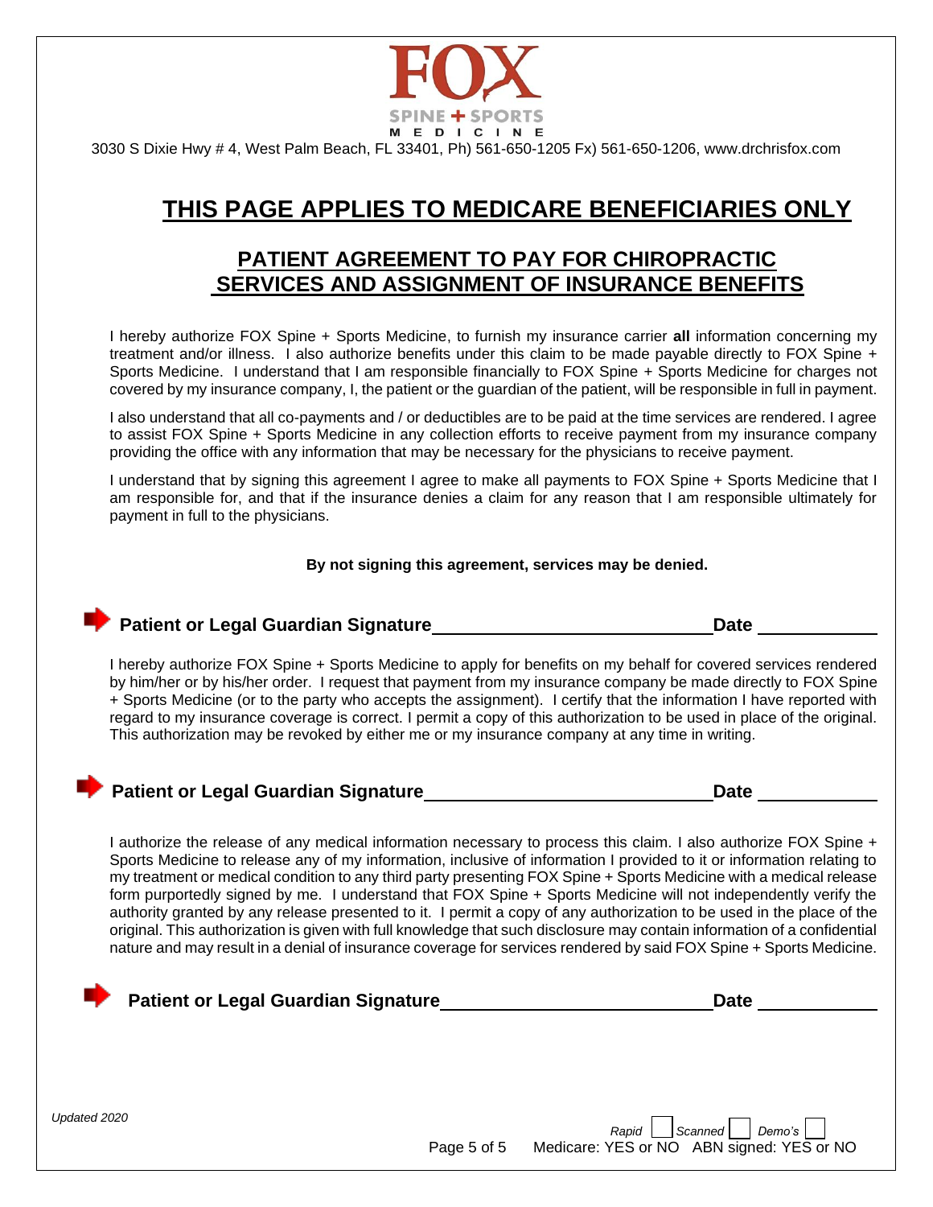FOX SPINE + SPORTS MEDICINE

3030 S Dixie Hwy # 4, West Palm Beach, FL 33401, Ph) 561-650-1205 Fx) 561-650-1206, www.drchrisfox.com

# THIS PAGE APPLIES TO MEDICARE BENEFICIARIES ONLY

## PATIENT AGREEMENT TO PAY FOR CHIROPRACTIC SERVICES AND ASSIGNMENT OF INSURANCE BENEFITS

I hereby authorize FOX Spine + Sports Medicine, to furnish my insurance carrier **all** information concerning my treatment and/or illness. I also authorize benefits under this claim to be made payable directly to FOX Spine + Sports Medicine. I understand that I am responsible financially to FOX Spine + Sports Medicine for charges not covered by my insurance company, I, the patient or the guardian of the patient, will be responsible in full in payment.

I also understand that all co-payments and / or deductibles are to be paid at the time services are rendered. I agree to assist FOX Spine + Sports Medicine in any collection efforts to receive payment from my insurance company providing the office with any information that may be necessary for the physicians to receive payment.

I understand that by signing this agreement I agree to make all payments to FOX Spine + Sports Medicine that I am responsible for, and that if the insurance denies a claim for any reason that I am responsible ultimately for payment in full to the physicians.

**By not signing this agreement, services may be denied.**

**Patient or Legal Guardian Signature** ____________________________ **Date** ____________

I hereby authorize FOX Spine + Sports Medicine to apply for benefits on my behalf for covered services rendered by him/her or by his/her order. I request that payment from my insurance company be made directly to FOX Spine + Sports Medicine (or to the party who accepts the assignment). I certify that the information I have reported with regard to my insurance coverage is correct. I permit a copy of this authorization to be used in place of the original. This authorization may be revoked by either me or my insurance company at any time in writing.

**Patient or Legal Guardian Signature** ____________________________ **Date** ____________

I authorize the release of any medical information necessary to process this claim. I also authorize FOX Spine + Sports Medicine to release any of my information, inclusive of information I provided to it or information relating to my treatment or medical condition to any third party presenting FOX Spine + Sports Medicine with a medical release form purportedly signed by me. I understand that FOX Spine + Sports Medicine will not independently verify the authority granted by any release presented to it. I permit a copy of any authorization to be used in the place of the original. This authorization is given with full knowledge that such disclosure may contain information of a confidential nature and may result in a denial of insurance coverage for services rendered by said FOX Spine + Sports Medicine.

**Patient or Legal Guardian Signature** ____________________________ **Date** ____________

*Updated 2020*

*Rapid* ☐ *Scanned* ☐ *Demo's* ☐

Medicare: YES or NO   ABN signed: YES or NO